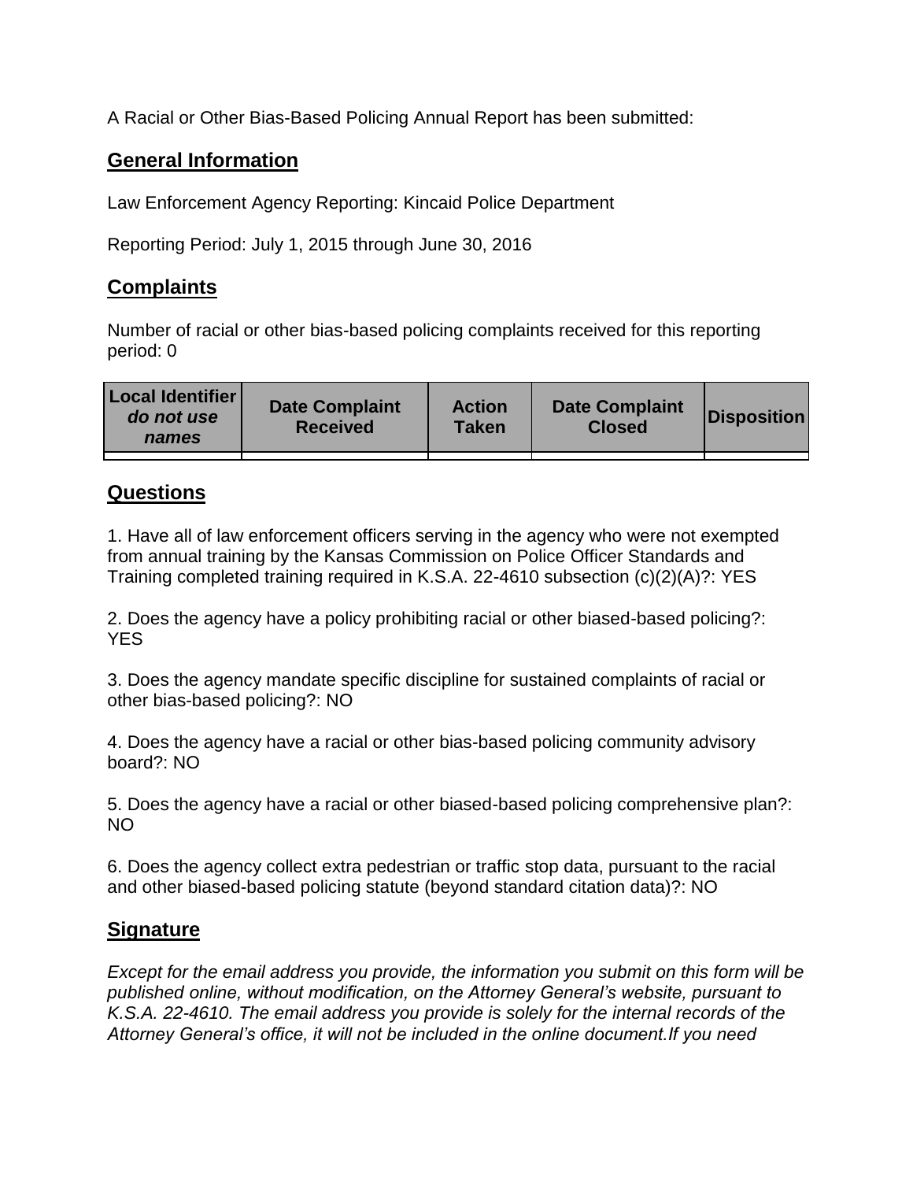A Racial or Other Bias-Based Policing Annual Report has been submitted:

## General Information

Law Enforcement Agency Reporting: Kincaid Police Department

Reporting Period: July 1, 2015 through June 30, 2016

## Complaints

Number of racial or other bias-based policing complaints received for this reporting period: 0

| Local Identifier *do not use names* | Date Complaint Received | Action Taken | Date Complaint Closed | Disposition |
|---|---|---|---|---|
| | | | | |

## Questions

1. Have all of law enforcement officers serving in the agency who were not exempted from annual training by the Kansas Commission on Police Officer Standards and Training completed training required in K.S.A. 22-4610 subsection (c)(2)(A)?: YES

2. Does the agency have a policy prohibiting racial or other biased-based policing?: YES

3. Does the agency mandate specific discipline for sustained complaints of racial or other bias-based policing?: NO

4. Does the agency have a racial or other bias-based policing community advisory board?: NO

5. Does the agency have a racial or other biased-based policing comprehensive plan?: NO

6. Does the agency collect extra pedestrian or traffic stop data, pursuant to the racial and other biased-based policing statute (beyond standard citation data)?: NO

## Signature

*Except for the email address you provide, the information you submit on this form will be published online, without modification, on the Attorney General's website, pursuant to K.S.A. 22-4610. The email address you provide is solely for the internal records of the Attorney General's office, it will not be included in the online document.If you need*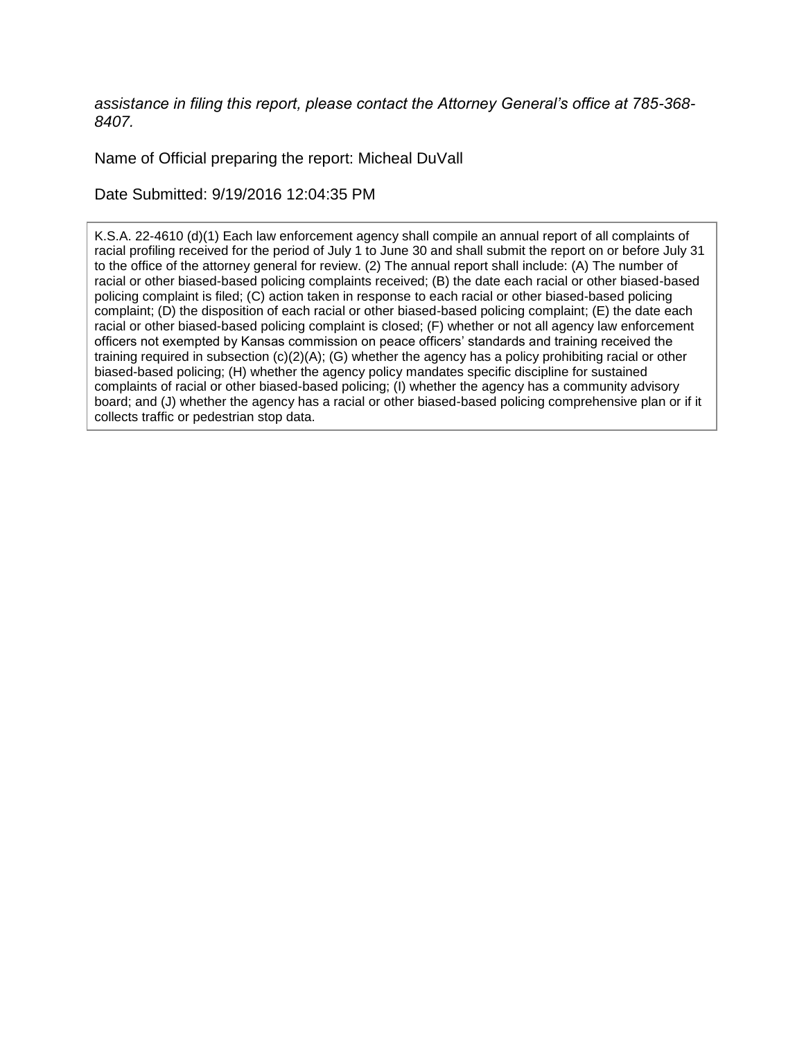*assistance in filing this report, please contact the Attorney General's office at 785-368-8407.*

Name of Official preparing the report: Micheal DuVall

Date Submitted: 9/19/2016 12:04:35 PM

K.S.A. 22-4610 (d)(1) Each law enforcement agency shall compile an annual report of all complaints of racial profiling received for the period of July 1 to June 30 and shall submit the report on or before July 31 to the office of the attorney general for review. (2) The annual report shall include: (A) The number of racial or other biased-based policing complaints received; (B) the date each racial or other biased-based policing complaint is filed; (C) action taken in response to each racial or other biased-based policing complaint; (D) the disposition of each racial or other biased-based policing complaint; (E) the date each racial or other biased-based policing complaint is closed; (F) whether or not all agency law enforcement officers not exempted by Kansas commission on peace officers' standards and training received the training required in subsection (c)(2)(A); (G) whether the agency has a policy prohibiting racial or other biased-based policing; (H) whether the agency policy mandates specific discipline for sustained complaints of racial or other biased-based policing; (I) whether the agency has a community advisory board; and (J) whether the agency has a racial or other biased-based policing comprehensive plan or if it collects traffic or pedestrian stop data.